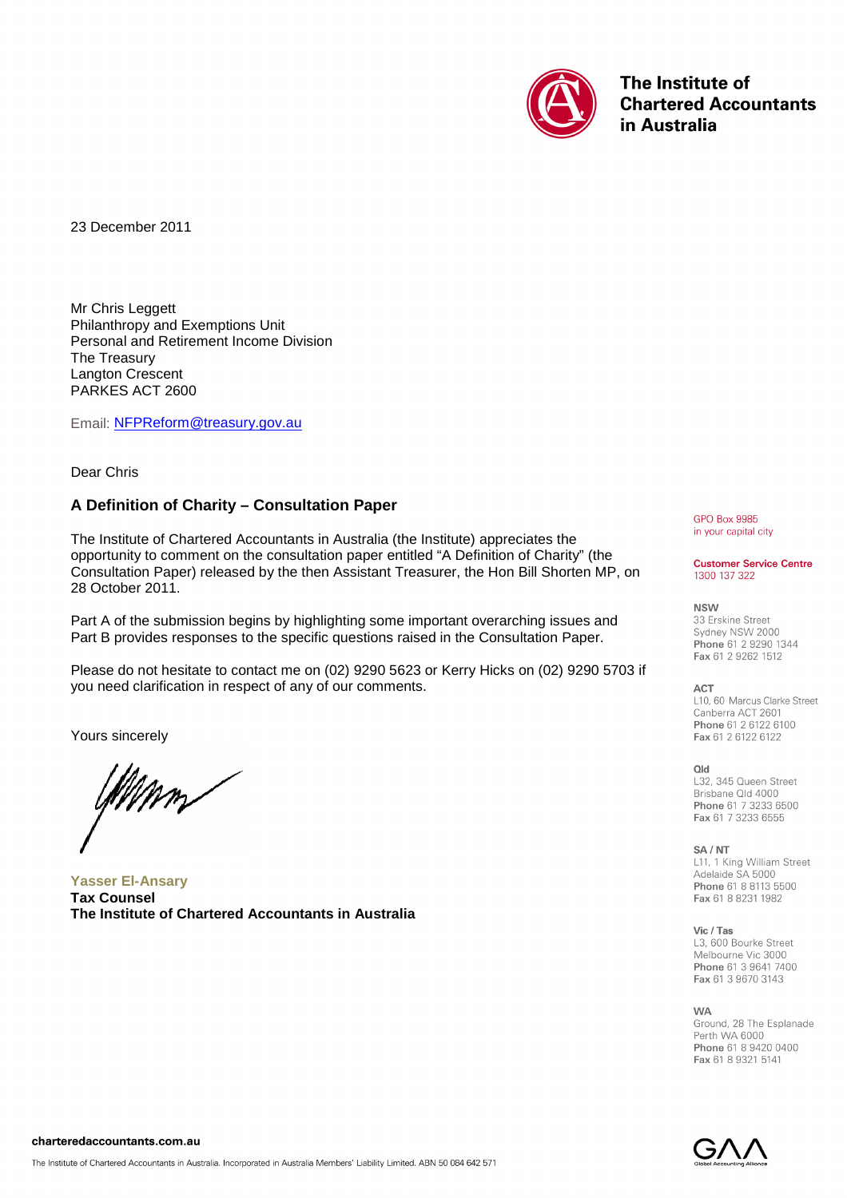**The Institute of Chartered Accountants in Australia**

23 December 2011

Mr Chris Leggett
Philanthropy and Exemptions Unit
Personal and Retirement Income Division
The Treasury
Langton Crescent
PARKES ACT 2600

Email: NFPReform@treasury.gov.au

Dear Chris

## A Definition of Charity – Consultation Paper

The Institute of Chartered Accountants in Australia (the Institute) appreciates the opportunity to comment on the consultation paper entitled "A Definition of Charity" (the Consultation Paper) released by the then Assistant Treasurer, the Hon Bill Shorten MP, on 28 October 2011.

Part A of the submission begins by highlighting some important overarching issues and Part B provides responses to the specific questions raised in the Consultation Paper.

Please do not hesitate to contact me on (02) 9290 5623 or Kerry Hicks on (02) 9290 5703 if you need clarification in respect of any of our comments.

Yours sincerely

**Yasser El-Ansary**
**Tax Counsel**
**The Institute of Chartered Accountants in Australia**

GPO Box 9985
in your capital city

**Customer Service Centre**
1300 137 322

**NSW**
33 Erskine Street
Sydney NSW 2000
**Phone** 61 2 9290 1344
**Fax** 61 2 9262 1512

**ACT**
L10, 60 Marcus Clarke Street
Canberra ACT 2601
**Phone** 61 2 6122 6100
**Fax** 61 2 6122 6122

**Qld**
L32, 345 Queen Street
Brisbane Qld 4000
**Phone** 61 7 3233 6500
**Fax** 61 7 3233 6555

**SA / NT**
L11, 1 King William Street
Adelaide SA 5000
**Phone** 61 8 8113 5500
**Fax** 61 8 8231 1982

**Vic / Tas**
L3, 600 Bourke Street
Melbourne Vic 3000
**Phone** 61 3 9641 7400
**Fax** 61 3 9670 3143

**WA**
Ground, 28 The Esplanade
Perth WA 6000
**Phone** 61 8 9420 0400
**Fax** 61 8 9321 5141

charteredaccountants.com.au

The Institute of Chartered Accountants in Australia. Incorporated in Australia Members' Liability Limited. ABN 50 084 642 571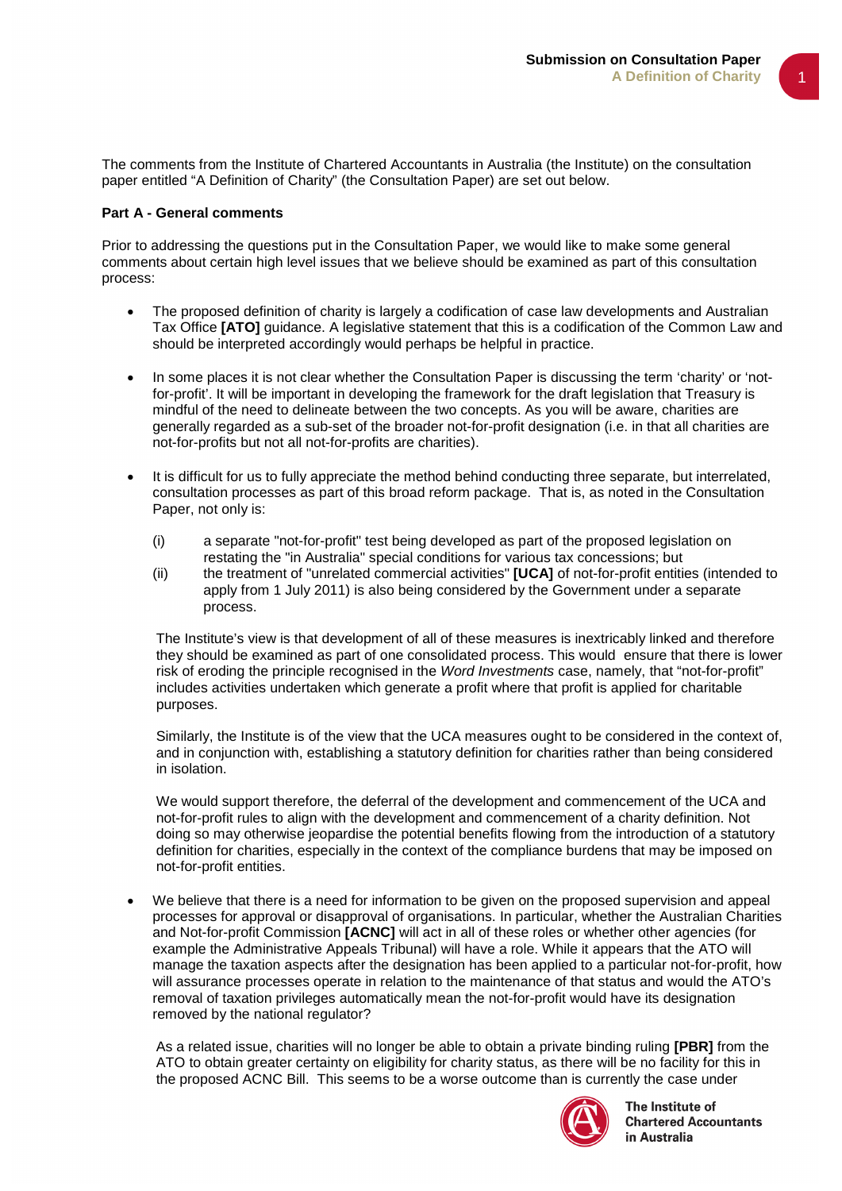The comments from the Institute of Chartered Accountants in Australia (the Institute) on the consultation paper entitled “A Definition of Charity” (the Consultation Paper) are set out below.

**Part A - General comments**

Prior to addressing the questions put in the Consultation Paper, we would like to make some general comments about certain high level issues that we believe should be examined as part of this consultation process:

- The proposed definition of charity is largely a codification of case law developments and Australian Tax Office **[ATO]** guidance. A legislative statement that this is a codification of the Common Law and should be interpreted accordingly would perhaps be helpful in practice.

- In some places it is not clear whether the Consultation Paper is discussing the term ‘charity’ or ‘not-for-profit’. It will be important in developing the framework for the draft legislation that Treasury is mindful of the need to delineate between the two concepts. As you will be aware, charities are generally regarded as a sub-set of the broader not-for-profit designation (i.e. in that all charities are not-for-profits but not all not-for-profits are charities).

- It is difficult for us to fully appreciate the method behind conducting three separate, but interrelated, consultation processes as part of this broad reform package. That is, as noted in the Consultation Paper, not only is:

  (i) a separate "not-for-profit" test being developed as part of the proposed legislation on restating the "in Australia" special conditions for various tax concessions; but

  (ii) the treatment of "unrelated commercial activities" **[UCA]** of not-for-profit entities (intended to apply from 1 July 2011) is also being considered by the Government under a separate process.

  The Institute’s view is that development of all of these measures is inextricably linked and therefore they should be examined as part of one consolidated process. This would ensure that there is lower risk of eroding the principle recognised in the *Word Investments* case, namely, that “not-for-profit” includes activities undertaken which generate a profit where that profit is applied for charitable purposes.

  Similarly, the Institute is of the view that the UCA measures ought to be considered in the context of, and in conjunction with, establishing a statutory definition for charities rather than being considered in isolation.

  We would support therefore, the deferral of the development and commencement of the UCA and not-for-profit rules to align with the development and commencement of a charity definition. Not doing so may otherwise jeopardise the potential benefits flowing from the introduction of a statutory definition for charities, especially in the context of the compliance burdens that may be imposed on not-for-profit entities.

- We believe that there is a need for information to be given on the proposed supervision and appeal processes for approval or disapproval of organisations. In particular, whether the Australian Charities and Not-for-profit Commission **[ACNC]** will act in all of these roles or whether other agencies (for example the Administrative Appeals Tribunal) will have a role. While it appears that the ATO will manage the taxation aspects after the designation has been applied to a particular not-for-profit, how will assurance processes operate in relation to the maintenance of that status and would the ATO’s removal of taxation privileges automatically mean the not-for-profit would have its designation removed by the national regulator?

  As a related issue, charities will no longer be able to obtain a private binding ruling **[PBR]** from the ATO to obtain greater certainty on eligibility for charity status, as there will be no facility for this in the proposed ACNC Bill. This seems to be a worse outcome than is currently the case under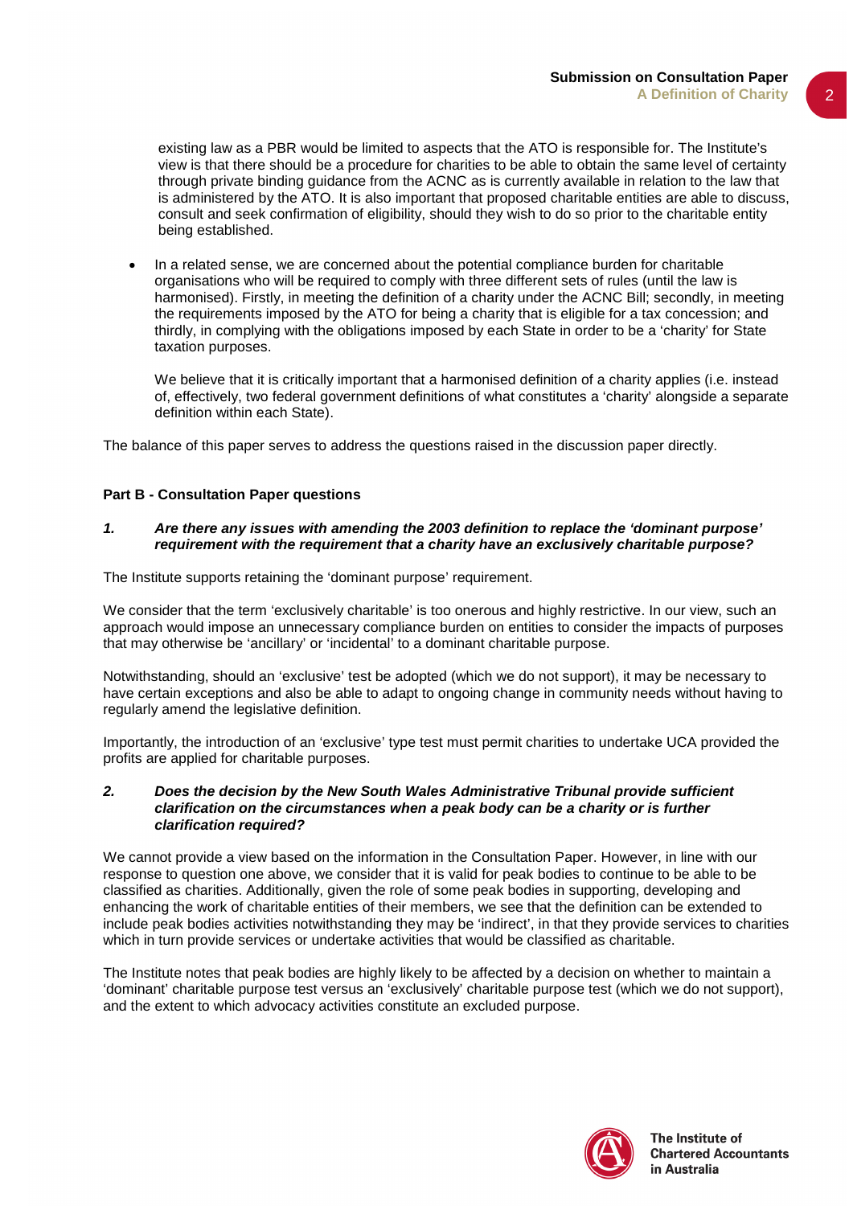existing law as a PBR would be limited to aspects that the ATO is responsible for. The Institute's view is that there should be a procedure for charities to be able to obtain the same level of certainty through private binding guidance from the ACNC as is currently available in relation to the law that is administered by the ATO. It is also important that proposed charitable entities are able to discuss, consult and seek confirmation of eligibility, should they wish to do so prior to the charitable entity being established.

- In a related sense, we are concerned about the potential compliance burden for charitable organisations who will be required to comply with three different sets of rules (until the law is harmonised). Firstly, in meeting the definition of a charity under the ACNC Bill; secondly, in meeting the requirements imposed by the ATO for being a charity that is eligible for a tax concession; and thirdly, in complying with the obligations imposed by each State in order to be a 'charity' for State taxation purposes.

  We believe that it is critically important that a harmonised definition of a charity applies (i.e. instead of, effectively, two federal government definitions of what constitutes a 'charity' alongside a separate definition within each State).

The balance of this paper serves to address the questions raised in the discussion paper directly.

## Part B - Consultation Paper questions

***1. Are there any issues with amending the 2003 definition to replace the 'dominant purpose' requirement with the requirement that a charity have an exclusively charitable purpose?***

The Institute supports retaining the 'dominant purpose' requirement.

We consider that the term 'exclusively charitable' is too onerous and highly restrictive. In our view, such an approach would impose an unnecessary compliance burden on entities to consider the impacts of purposes that may otherwise be 'ancillary' or 'incidental' to a dominant charitable purpose.

Notwithstanding, should an 'exclusive' test be adopted (which we do not support), it may be necessary to have certain exceptions and also be able to adapt to ongoing change in community needs without having to regularly amend the legislative definition.

Importantly, the introduction of an 'exclusive' type test must permit charities to undertake UCA provided the profits are applied for charitable purposes.

***2. Does the decision by the New South Wales Administrative Tribunal provide sufficient clarification on the circumstances when a peak body can be a charity or is further clarification required?***

We cannot provide a view based on the information in the Consultation Paper. However, in line with our response to question one above, we consider that it is valid for peak bodies to continue to be able to be classified as charities. Additionally, given the role of some peak bodies in supporting, developing and enhancing the work of charitable entities of their members, we see that the definition can be extended to include peak bodies activities notwithstanding they may be 'indirect', in that they provide services to charities which in turn provide services or undertake activities that would be classified as charitable.

The Institute notes that peak bodies are highly likely to be affected by a decision on whether to maintain a 'dominant' charitable purpose test versus an 'exclusively' charitable purpose test (which we do not support), and the extent to which advocacy activities constitute an excluded purpose.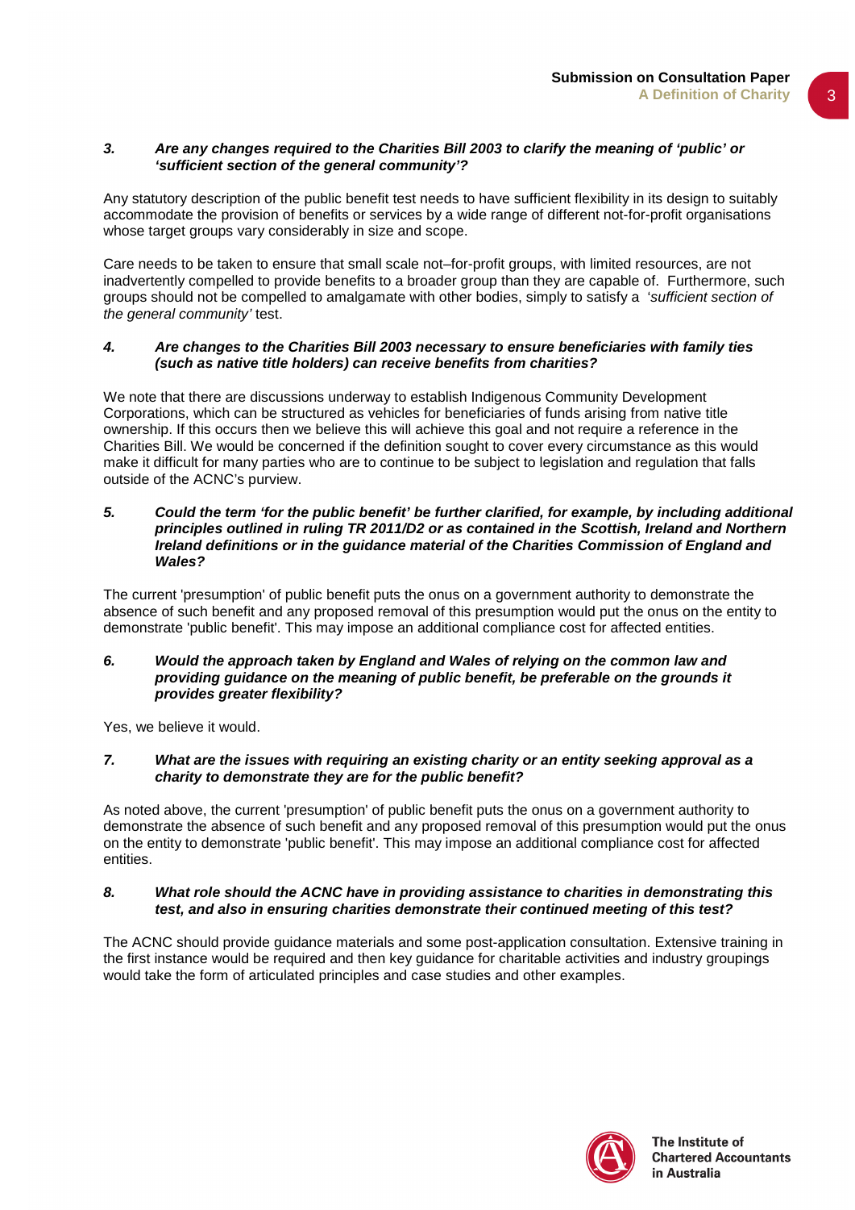### 3. *Are any changes required to the Charities Bill 2003 to clarify the meaning of 'public' or 'sufficient section of the general community'?*

Any statutory description of the public benefit test needs to have sufficient flexibility in its design to suitably accommodate the provision of benefits or services by a wide range of different not-for-profit organisations whose target groups vary considerably in size and scope.

Care needs to be taken to ensure that small scale not–for-profit groups, with limited resources, are not inadvertently compelled to provide benefits to a broader group than they are capable of. Furthermore, such groups should not be compelled to amalgamate with other bodies, simply to satisfy a '*sufficient section of the general community'* test.

### 4. *Are changes to the Charities Bill 2003 necessary to ensure beneficiaries with family ties (such as native title holders) can receive benefits from charities?*

We note that there are discussions underway to establish Indigenous Community Development Corporations, which can be structured as vehicles for beneficiaries of funds arising from native title ownership. If this occurs then we believe this will achieve this goal and not require a reference in the Charities Bill. We would be concerned if the definition sought to cover every circumstance as this would make it difficult for many parties who are to continue to be subject to legislation and regulation that falls outside of the ACNC's purview.

### 5. *Could the term 'for the public benefit' be further clarified, for example, by including additional principles outlined in ruling TR 2011/D2 or as contained in the Scottish, Ireland and Northern Ireland definitions or in the guidance material of the Charities Commission of England and Wales?*

The current 'presumption' of public benefit puts the onus on a government authority to demonstrate the absence of such benefit and any proposed removal of this presumption would put the onus on the entity to demonstrate 'public benefit'. This may impose an additional compliance cost for affected entities.

### 6. *Would the approach taken by England and Wales of relying on the common law and providing guidance on the meaning of public benefit, be preferable on the grounds it provides greater flexibility?*

Yes, we believe it would.

### 7. *What are the issues with requiring an existing charity or an entity seeking approval as a charity to demonstrate they are for the public benefit?*

As noted above, the current 'presumption' of public benefit puts the onus on a government authority to demonstrate the absence of such benefit and any proposed removal of this presumption would put the onus on the entity to demonstrate 'public benefit'. This may impose an additional compliance cost for affected entities.

### 8. *What role should the ACNC have in providing assistance to charities in demonstrating this test, and also in ensuring charities demonstrate their continued meeting of this test?*

The ACNC should provide guidance materials and some post-application consultation. Extensive training in the first instance would be required and then key guidance for charitable activities and industry groupings would take the form of articulated principles and case studies and other examples.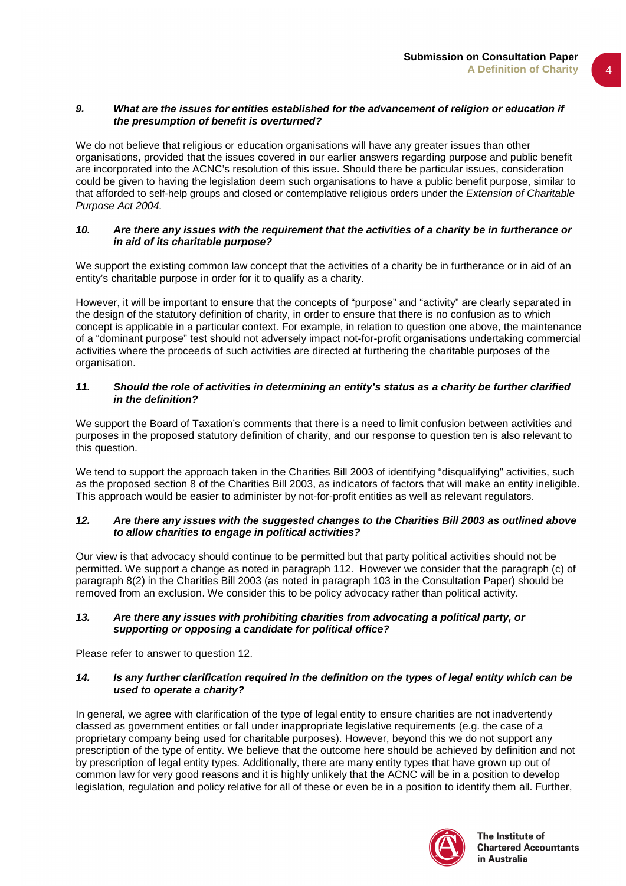***9. What are the issues for entities established for the advancement of religion or education if the presumption of benefit is overturned?***

We do not believe that religious or education organisations will have any greater issues than other organisations, provided that the issues covered in our earlier answers regarding purpose and public benefit are incorporated into the ACNC's resolution of this issue. Should there be particular issues, consideration could be given to having the legislation deem such organisations to have a public benefit purpose, similar to that afforded to self-help groups and closed or contemplative religious orders under the *Extension of Charitable Purpose Act 2004.*

***10. Are there any issues with the requirement that the activities of a charity be in furtherance or in aid of its charitable purpose?***

We support the existing common law concept that the activities of a charity be in furtherance or in aid of an entity's charitable purpose in order for it to qualify as a charity.

However, it will be important to ensure that the concepts of "purpose" and "activity" are clearly separated in the design of the statutory definition of charity, in order to ensure that there is no confusion as to which concept is applicable in a particular context. For example, in relation to question one above, the maintenance of a "dominant purpose" test should not adversely impact not-for-profit organisations undertaking commercial activities where the proceeds of such activities are directed at furthering the charitable purposes of the organisation.

***11. Should the role of activities in determining an entity's status as a charity be further clarified in the definition?***

We support the Board of Taxation's comments that there is a need to limit confusion between activities and purposes in the proposed statutory definition of charity, and our response to question ten is also relevant to this question.

We tend to support the approach taken in the Charities Bill 2003 of identifying "disqualifying" activities, such as the proposed section 8 of the Charities Bill 2003, as indicators of factors that will make an entity ineligible. This approach would be easier to administer by not-for-profit entities as well as relevant regulators.

***12. Are there any issues with the suggested changes to the Charities Bill 2003 as outlined above to allow charities to engage in political activities?***

Our view is that advocacy should continue to be permitted but that party political activities should not be permitted. We support a change as noted in paragraph 112. However we consider that the paragraph (c) of paragraph 8(2) in the Charities Bill 2003 (as noted in paragraph 103 in the Consultation Paper) should be removed from an exclusion. We consider this to be policy advocacy rather than political activity.

***13. Are there any issues with prohibiting charities from advocating a political party, or supporting or opposing a candidate for political office?***

Please refer to answer to question 12.

***14. Is any further clarification required in the definition on the types of legal entity which can be used to operate a charity?***

In general, we agree with clarification of the type of legal entity to ensure charities are not inadvertently classed as government entities or fall under inappropriate legislative requirements (e.g. the case of a proprietary company being used for charitable purposes). However, beyond this we do not support any prescription of the type of entity. We believe that the outcome here should be achieved by definition and not by prescription of legal entity types. Additionally, there are many entity types that have grown up out of common law for very good reasons and it is highly unlikely that the ACNC will be in a position to develop legislation, regulation and policy relative for all of these or even be in a position to identify them all. Further,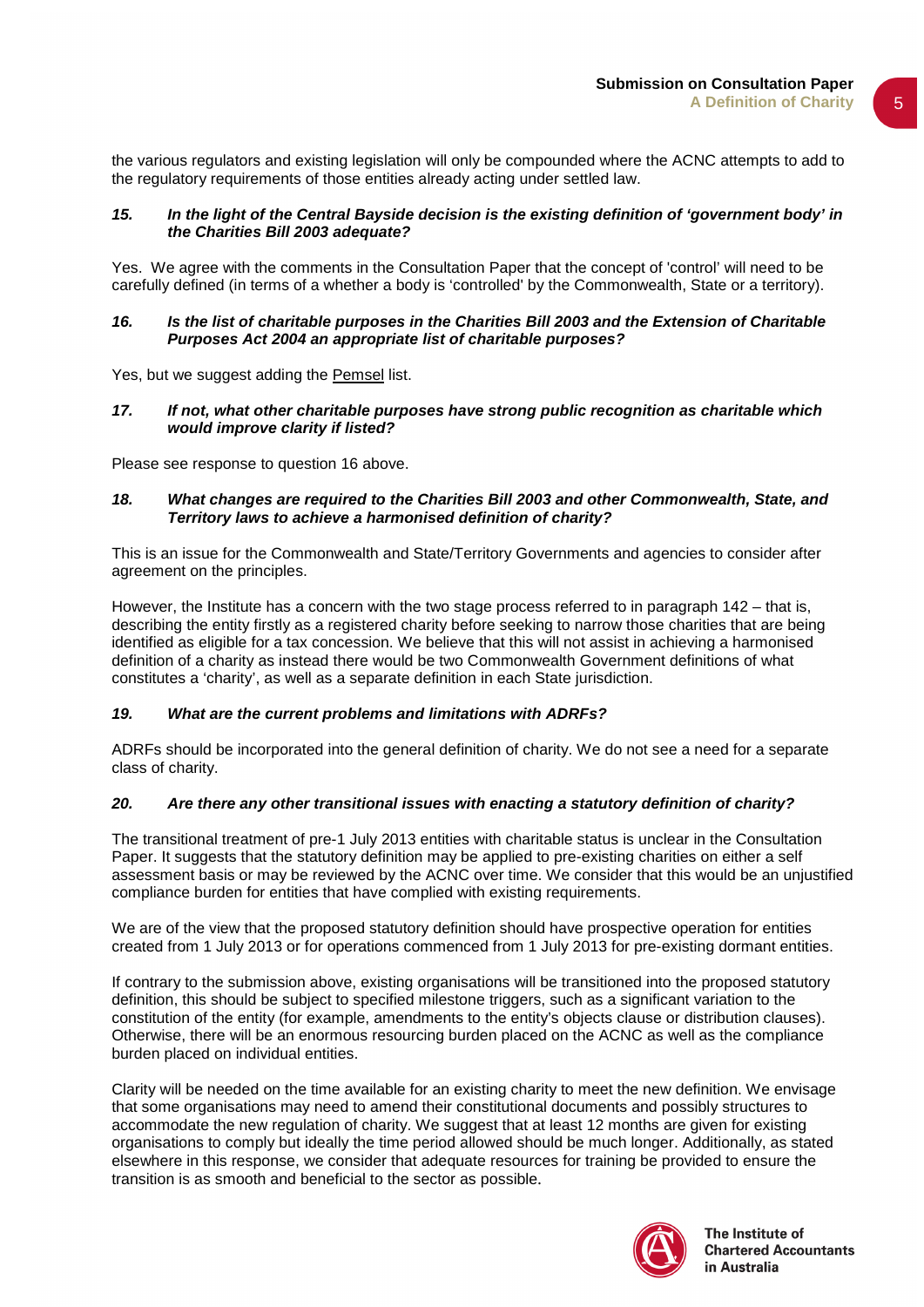the various regulators and existing legislation will only be compounded where the ACNC attempts to add to the regulatory requirements of those entities already acting under settled law.

### *15. In the light of the Central Bayside decision is the existing definition of 'government body' in the Charities Bill 2003 adequate?*

Yes. We agree with the comments in the Consultation Paper that the concept of 'control' will need to be carefully defined (in terms of a whether a body is 'controlled' by the Commonwealth, State or a territory).

### *16. Is the list of charitable purposes in the Charities Bill 2003 and the Extension of Charitable Purposes Act 2004 an appropriate list of charitable purposes?*

Yes, but we suggest adding the Pemsel list.

### *17. If not, what other charitable purposes have strong public recognition as charitable which would improve clarity if listed?*

Please see response to question 16 above.

### *18. What changes are required to the Charities Bill 2003 and other Commonwealth, State, and Territory laws to achieve a harmonised definition of charity?*

This is an issue for the Commonwealth and State/Territory Governments and agencies to consider after agreement on the principles.

However, the Institute has a concern with the two stage process referred to in paragraph 142 – that is, describing the entity firstly as a registered charity before seeking to narrow those charities that are being identified as eligible for a tax concession. We believe that this will not assist in achieving a harmonised definition of a charity as instead there would be two Commonwealth Government definitions of what constitutes a 'charity', as well as a separate definition in each State jurisdiction.

### *19. What are the current problems and limitations with ADRFs?*

ADRFs should be incorporated into the general definition of charity. We do not see a need for a separate class of charity.

### *20. Are there any other transitional issues with enacting a statutory definition of charity?*

The transitional treatment of pre-1 July 2013 entities with charitable status is unclear in the Consultation Paper. It suggests that the statutory definition may be applied to pre-existing charities on either a self assessment basis or may be reviewed by the ACNC over time. We consider that this would be an unjustified compliance burden for entities that have complied with existing requirements.

We are of the view that the proposed statutory definition should have prospective operation for entities created from 1 July 2013 or for operations commenced from 1 July 2013 for pre-existing dormant entities.

If contrary to the submission above, existing organisations will be transitioned into the proposed statutory definition, this should be subject to specified milestone triggers, such as a significant variation to the constitution of the entity (for example, amendments to the entity's objects clause or distribution clauses). Otherwise, there will be an enormous resourcing burden placed on the ACNC as well as the compliance burden placed on individual entities.

Clarity will be needed on the time available for an existing charity to meet the new definition. We envisage that some organisations may need to amend their constitutional documents and possibly structures to accommodate the new regulation of charity. We suggest that at least 12 months are given for existing organisations to comply but ideally the time period allowed should be much longer. Additionally, as stated elsewhere in this response, we consider that adequate resources for training be provided to ensure the transition is as smooth and beneficial to the sector as possible.